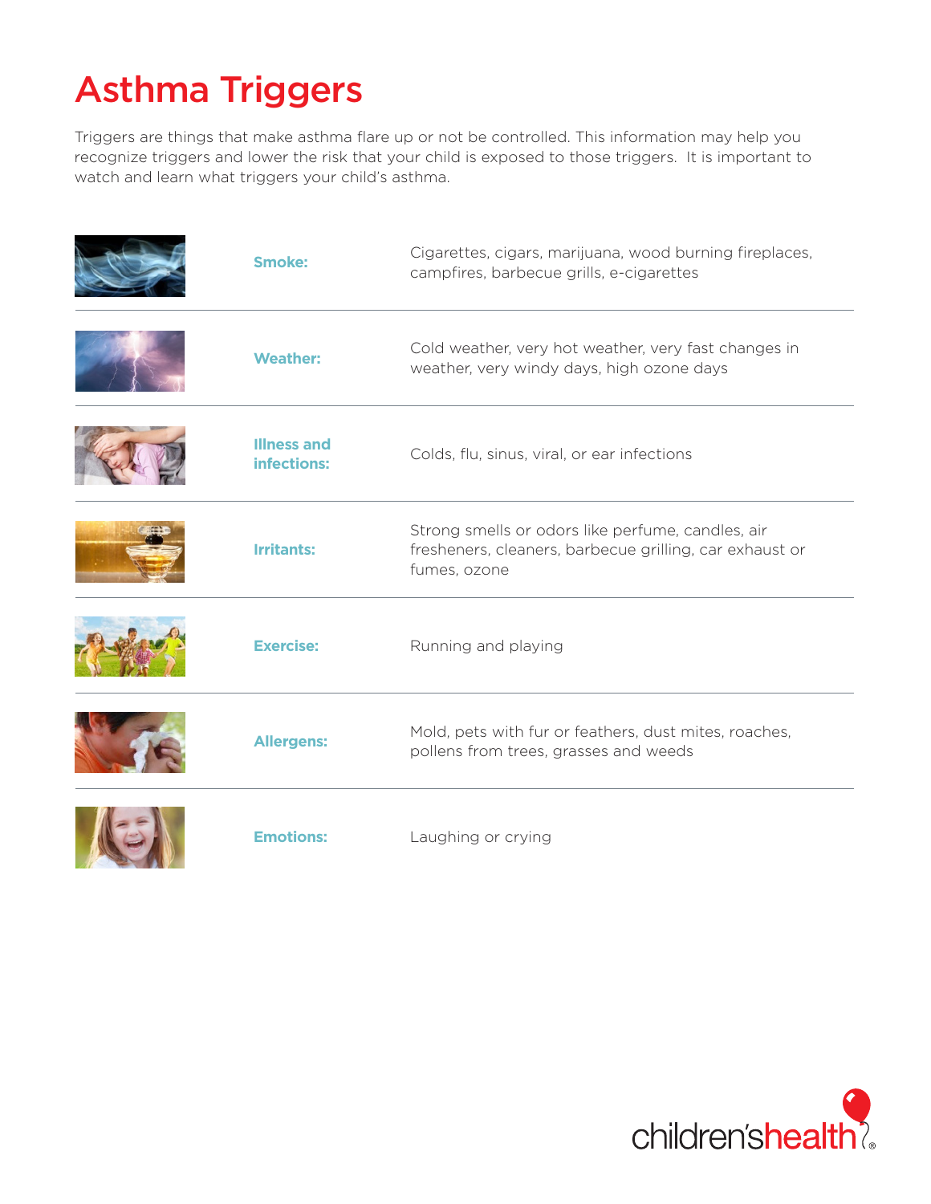# Asthma Triggers

Triggers are things that make asthma flare up or not be controlled. This information may help you recognize triggers and lower the risk that your child is exposed to those triggers. It is important to watch and learn what triggers your child's asthma.

| Trigger | Examples |
|---|---|
| **Smoke:** | Cigarettes, cigars, marijuana, wood burning fireplaces, campfires, barbecue grills, e-cigarettes |
| **Weather:** | Cold weather, very hot weather, very fast changes in weather, very windy days, high ozone days |
| **Illness and infections:** | Colds, flu, sinus, viral, or ear infections |
| **Irritants:** | Strong smells or odors like perfume, candles, air fresheners, cleaners, barbecue grilling, car exhaust or fumes, ozone |
| **Exercise:** | Running and playing |
| **Allergens:** | Mold, pets with fur or feathers, dust mites, roaches, pollens from trees, grasses and weeds |
| **Emotions:** | Laughing or crying |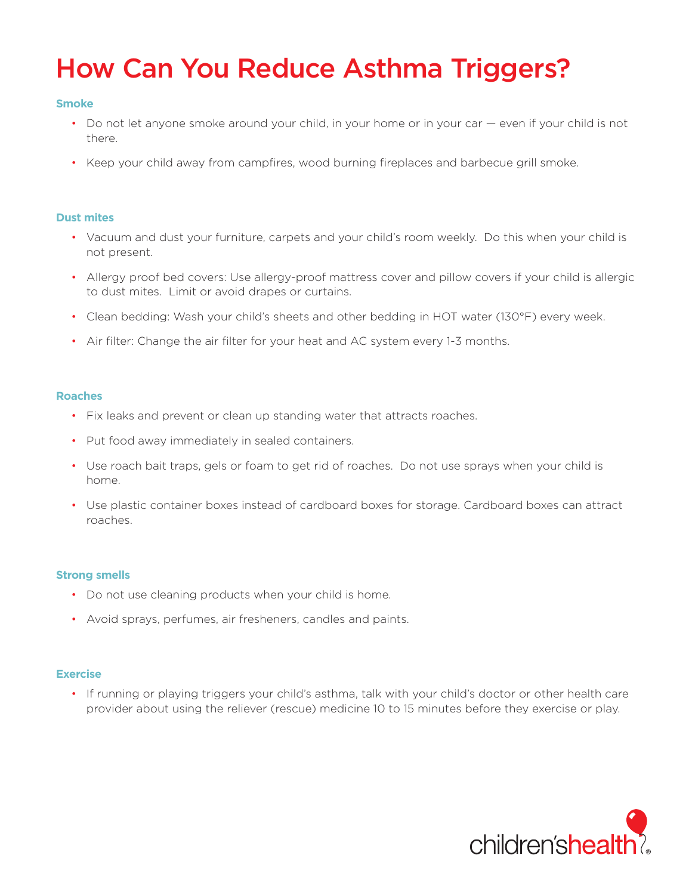# How Can You Reduce Asthma Triggers?

### Smoke

- Do not let anyone smoke around your child, in your home or in your car — even if your child is not there.
- Keep your child away from campfires, wood burning fireplaces and barbecue grill smoke.

### Dust mites

- Vacuum and dust your furniture, carpets and your child's room weekly. Do this when your child is not present.
- Allergy proof bed covers: Use allergy-proof mattress cover and pillow covers if your child is allergic to dust mites. Limit or avoid drapes or curtains.
- Clean bedding: Wash your child's sheets and other bedding in HOT water (130°F) every week.
- Air filter: Change the air filter for your heat and AC system every 1-3 months.

### Roaches

- Fix leaks and prevent or clean up standing water that attracts roaches.
- Put food away immediately in sealed containers.
- Use roach bait traps, gels or foam to get rid of roaches. Do not use sprays when your child is home.
- Use plastic container boxes instead of cardboard boxes for storage. Cardboard boxes can attract roaches.

### Strong smells

- Do not use cleaning products when your child is home.
- Avoid sprays, perfumes, air fresheners, candles and paints.

### Exercise

- If running or playing triggers your child's asthma, talk with your child's doctor or other health care provider about using the reliever (rescue) medicine 10 to 15 minutes before they exercise or play.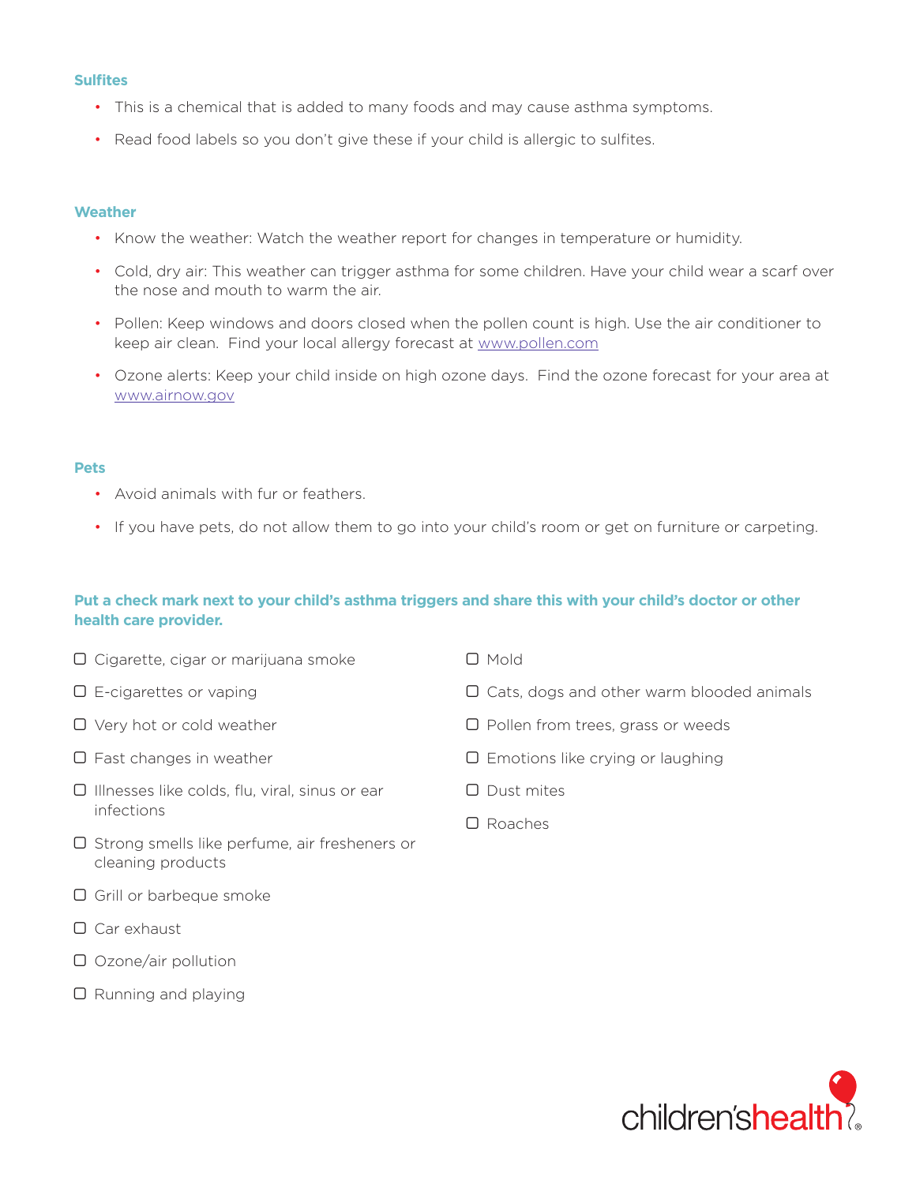### Sulfites

- This is a chemical that is added to many foods and may cause asthma symptoms.
- Read food labels so you don't give these if your child is allergic to sulfites.

### Weather

- Know the weather: Watch the weather report for changes in temperature or humidity.
- Cold, dry air: This weather can trigger asthma for some children. Have your child wear a scarf over the nose and mouth to warm the air.
- Pollen: Keep windows and doors closed when the pollen count is high. Use the air conditioner to keep air clean. Find your local allergy forecast at www.pollen.com
- Ozone alerts: Keep your child inside on high ozone days. Find the ozone forecast for your area at www.airnow.gov

### Pets

- Avoid animals with fur or feathers.
- If you have pets, do not allow them to go into your child's room or get on furniture or carpeting.

**Put a check mark next to your child's asthma triggers and share this with your child's doctor or other health care provider.**

- ☐ Cigarette, cigar or marijuana smoke
- ☐ E-cigarettes or vaping
- ☐ Very hot or cold weather
- ☐ Fast changes in weather
- ☐ Illnesses like colds, flu, viral, sinus or ear infections
- ☐ Strong smells like perfume, air fresheners or cleaning products
- ☐ Grill or barbeque smoke
- ☐ Car exhaust
- ☐ Ozone/air pollution
- ☐ Running and playing
- ☐ Mold
- ☐ Cats, dogs and other warm blooded animals
- ☐ Pollen from trees, grass or weeds
- ☐ Emotions like crying or laughing
- ☐ Dust mites
- ☐ Roaches

children'shealth®